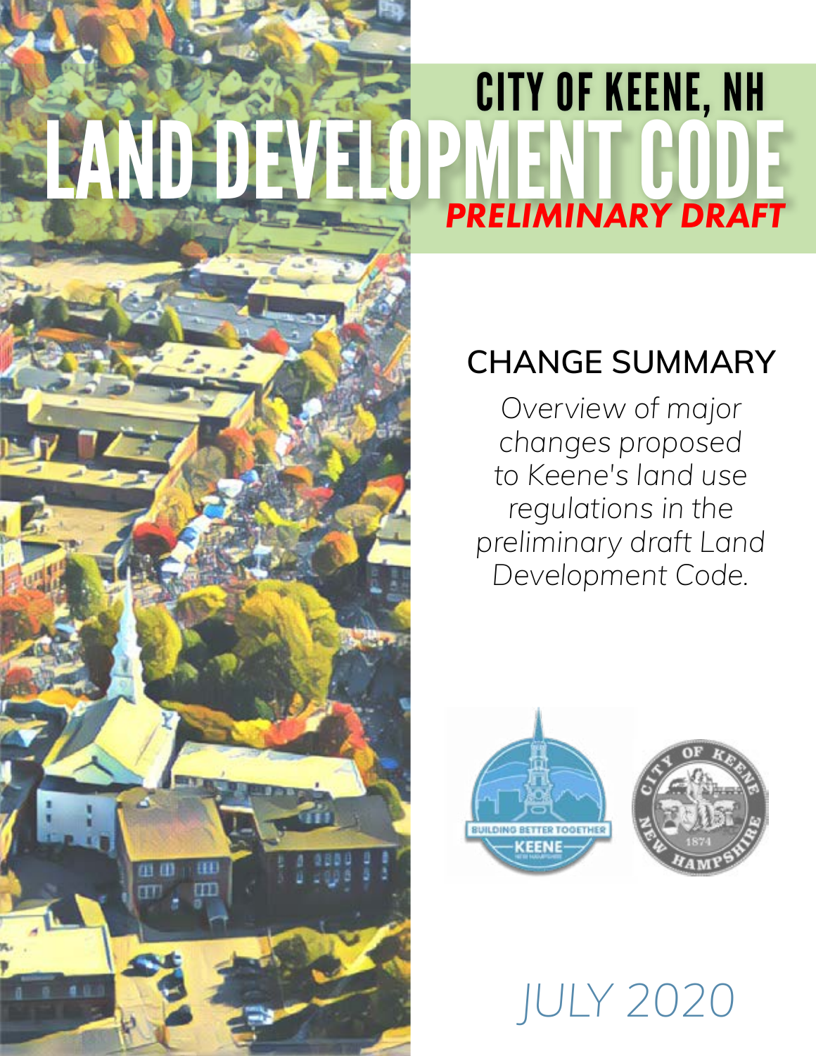# CITY OF KEENE, NH

# LAND DEVELOPMENT CODE

***PRELIMINARY DRAFT***

## CHANGE SUMMARY

*Overview of major changes proposed to Keene's land use regulations in the preliminary draft Land Development Code.*

BUILDING BETTER TOGETHER KEENE NEW HAMPSHIRE

CITY OF KEENE NEW HAMPSHIRE 1874

*JULY 2020*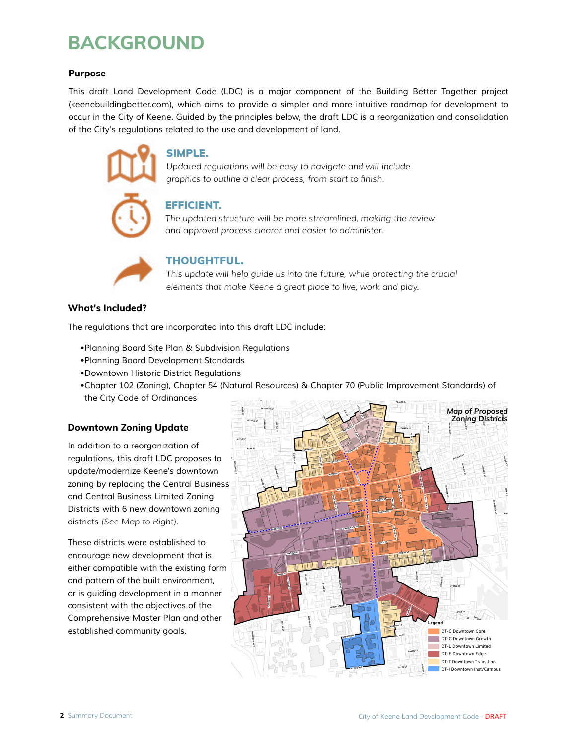# BACKGROUND

**Purpose**

This draft Land Development Code (LDC) is a major component of the Building Better Together project (keenebuildingbetter.com), which aims to provide a simpler and more intuitive roadmap for development to occur in the City of Keene. Guided by the principles below, the draft LDC is a reorganization and consolidation of the City's regulations related to the use and development of land.

### SIMPLE.

*Updated regulations will be easy to navigate and will include graphics to outline a clear process, from start to finish.*

### EFFICIENT.

*The updated structure will be more streamlined, making the review and approval process clearer and easier to administer.*

### THOUGHTFUL.

*This update will help guide us into the future, while protecting the crucial elements that make Keene a great place to live, work and play.*

**What's Included?**

The regulations that are incorporated into this draft LDC include:

- Planning Board Site Plan & Subdivision Regulations
- Planning Board Development Standards
- Downtown Historic District Regulations
- Chapter 102 (Zoning), Chapter 54 (Natural Resources) & Chapter 70 (Public Improvement Standards) of the City Code of Ordinances

**Downtown Zoning Update**

In addition to a reorganization of regulations, this draft LDC proposes to update/modernize Keene's downtown zoning by replacing the Central Business and Central Business Limited Zoning Districts with 6 new downtown zoning districts *(See Map to Right)*.

These districts were established to encourage new development that is either compatible with the existing form and pattern of the built environment, or is guiding development in a manner consistent with the objectives of the Comprehensive Master Plan and other established community goals.

*Map of Proposed Zoning Districts*

Legend
- DT-C Downtown Core
- DT-G Downtown Growth
- DT-L Downtown Limited
- DT-E Downtown Edge
- DT-T Downtown Transition
- DT-I Downtown Inst/Campus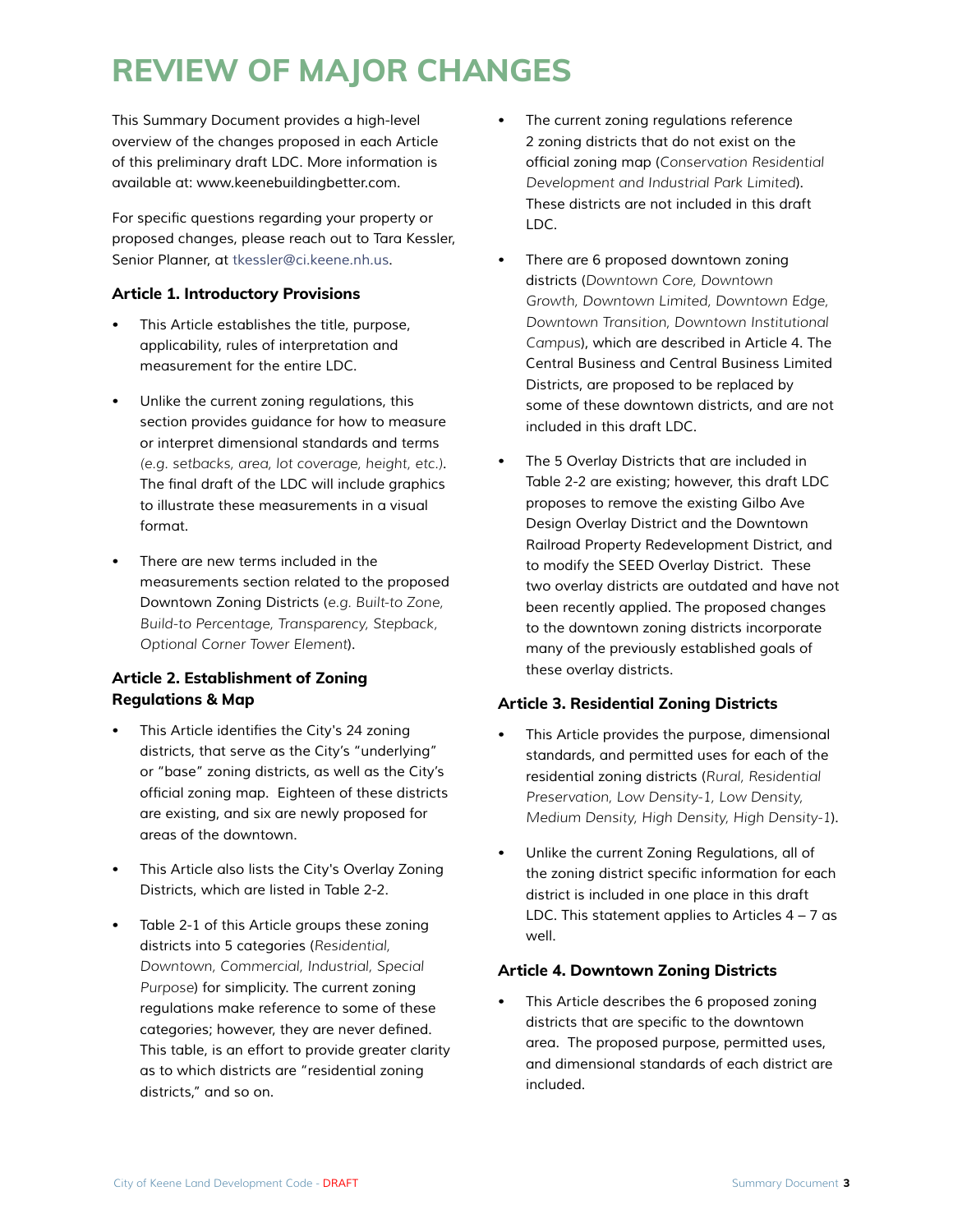# REVIEW OF MAJOR CHANGES

This Summary Document provides a high-level overview of the changes proposed in each Article of this preliminary draft LDC. More information is available at: www.keenebuildingbetter.com.

For specific questions regarding your property or proposed changes, please reach out to Tara Kessler, Senior Planner, at tkessler@ci.keene.nh.us.

### Article 1. Introductory Provisions

- This Article establishes the title, purpose, applicability, rules of interpretation and measurement for the entire LDC.
- Unlike the current zoning regulations, this section provides guidance for how to measure or interpret dimensional standards and terms *(e.g. setbacks, area, lot coverage, height, etc.)*. The final draft of the LDC will include graphics to illustrate these measurements in a visual format.
- There are new terms included in the measurements section related to the proposed Downtown Zoning Districts (*e.g. Built-to Zone, Build-to Percentage, Transparency, Stepback, Optional Corner Tower Element*).

### Article 2. Establishment of Zoning Regulations & Map

- This Article identifies the City's 24 zoning districts, that serve as the City's "underlying" or "base" zoning districts, as well as the City's official zoning map. Eighteen of these districts are existing, and six are newly proposed for areas of the downtown.
- This Article also lists the City's Overlay Zoning Districts, which are listed in Table 2-2.
- Table 2-1 of this Article groups these zoning districts into 5 categories (*Residential, Downtown, Commercial, Industrial, Special Purpose*) for simplicity. The current zoning regulations make reference to some of these categories; however, they are never defined. This table, is an effort to provide greater clarity as to which districts are "residential zoning districts," and so on.
- The current zoning regulations reference 2 zoning districts that do not exist on the official zoning map (*Conservation Residential Development and Industrial Park Limited*). These districts are not included in this draft LDC.
- There are 6 proposed downtown zoning districts (*Downtown Core, Downtown Growth, Downtown Limited, Downtown Edge, Downtown Transition, Downtown Institutional Campus*), which are described in Article 4. The Central Business and Central Business Limited Districts, are proposed to be replaced by some of these downtown districts, and are not included in this draft LDC.
- The 5 Overlay Districts that are included in Table 2-2 are existing; however, this draft LDC proposes to remove the existing Gilbo Ave Design Overlay District and the Downtown Railroad Property Redevelopment District, and to modify the SEED Overlay District. These two overlay districts are outdated and have not been recently applied. The proposed changes to the downtown zoning districts incorporate many of the previously established goals of these overlay districts.

### Article 3. Residential Zoning Districts

- This Article provides the purpose, dimensional standards, and permitted uses for each of the residential zoning districts (*Rural, Residential Preservation, Low Density-1, Low Density, Medium Density, High Density, High Density-1*).
- Unlike the current Zoning Regulations, all of the zoning district specific information for each district is included in one place in this draft LDC. This statement applies to Articles 4 – 7 as well.

### Article 4. Downtown Zoning Districts

- This Article describes the 6 proposed zoning districts that are specific to the downtown area. The proposed purpose, permitted uses, and dimensional standards of each district are included.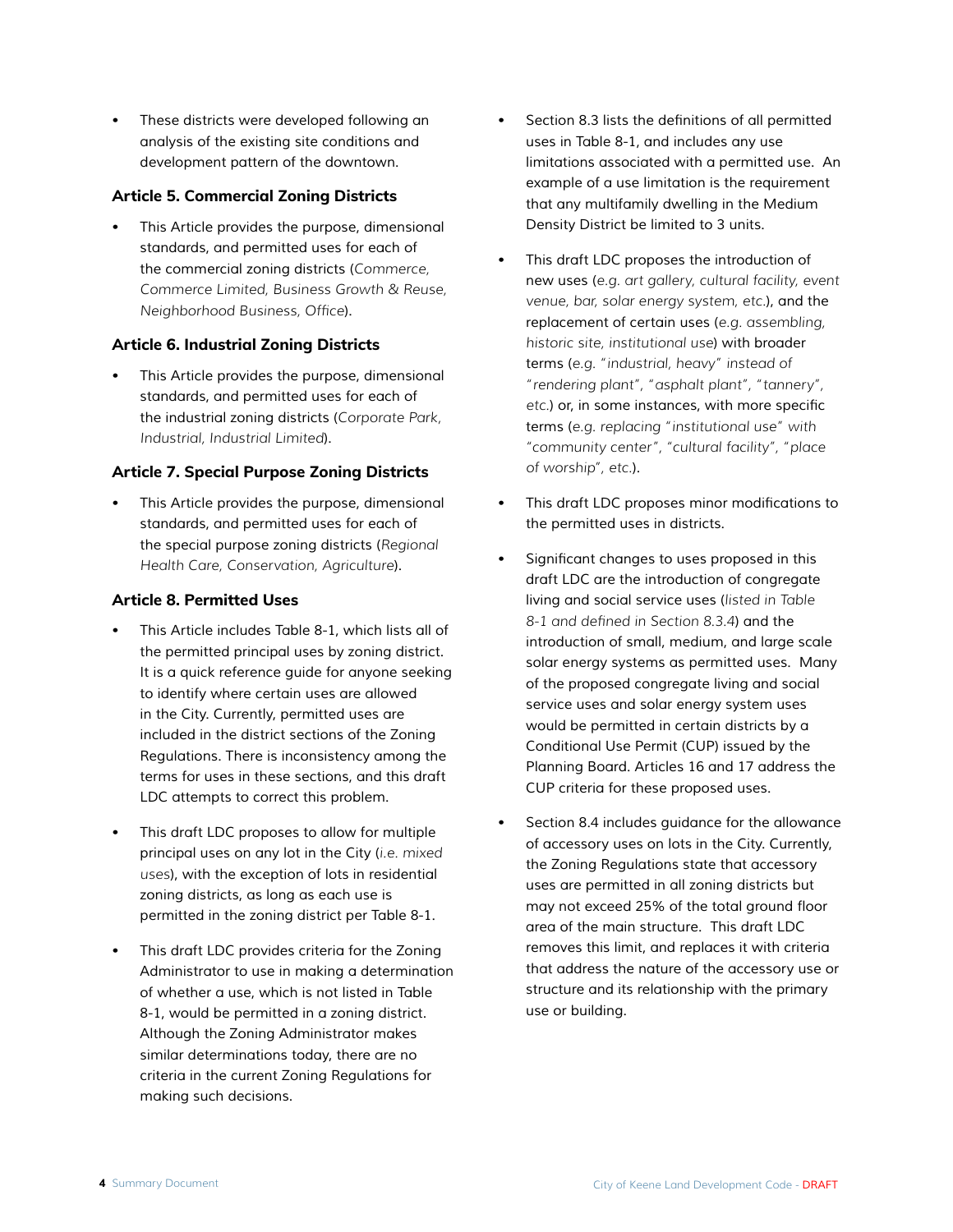- These districts were developed following an analysis of the existing site conditions and development pattern of the downtown.

### Article 5. Commercial Zoning Districts

- This Article provides the purpose, dimensional standards, and permitted uses for each of the commercial zoning districts (*Commerce, Commerce Limited, Business Growth & Reuse, Neighborhood Business, Office*).

### Article 6. Industrial Zoning Districts

- This Article provides the purpose, dimensional standards, and permitted uses for each of the industrial zoning districts (*Corporate Park, Industrial, Industrial Limited*).

### Article 7. Special Purpose Zoning Districts

- This Article provides the purpose, dimensional standards, and permitted uses for each of the special purpose zoning districts (*Regional Health Care, Conservation, Agriculture*).

### Article 8. Permitted Uses

- This Article includes Table 8-1, which lists all of the permitted principal uses by zoning district. It is a quick reference guide for anyone seeking to identify where certain uses are allowed in the City. Currently, permitted uses are included in the district sections of the Zoning Regulations. There is inconsistency among the terms for uses in these sections, and this draft LDC attempts to correct this problem.

- This draft LDC proposes to allow for multiple principal uses on any lot in the City (*i.e. mixed uses*), with the exception of lots in residential zoning districts, as long as each use is permitted in the zoning district per Table 8-1.

- This draft LDC provides criteria for the Zoning Administrator to use in making a determination of whether a use, which is not listed in Table 8-1, would be permitted in a zoning district. Although the Zoning Administrator makes similar determinations today, there are no criteria in the current Zoning Regulations for making such decisions.

- Section 8.3 lists the definitions of all permitted uses in Table 8-1, and includes any use limitations associated with a permitted use. An example of a use limitation is the requirement that any multifamily dwelling in the Medium Density District be limited to 3 units.

- This draft LDC proposes the introduction of new uses (*e.g. art gallery, cultural facility, event venue, bar, solar energy system, etc.*), and the replacement of certain uses (*e.g. assembling, historic site, institutional use*) with broader terms (*e.g. "industrial, heavy" instead of "rendering plant", "asphalt plant", "tannery", etc.*) or, in some instances, with more specific terms (*e.g. replacing "institutional use" with "community center", "cultural facility", "place of worship", etc.*).

- This draft LDC proposes minor modifications to the permitted uses in districts.

- Significant changes to uses proposed in this draft LDC are the introduction of congregate living and social service uses (*listed in Table 8-1 and defined in Section 8.3.4*) and the introduction of small, medium, and large scale solar energy systems as permitted uses. Many of the proposed congregate living and social service uses and solar energy system uses would be permitted in certain districts by a Conditional Use Permit (CUP) issued by the Planning Board. Articles 16 and 17 address the CUP criteria for these proposed uses.

- Section 8.4 includes guidance for the allowance of accessory uses on lots in the City. Currently, the Zoning Regulations state that accessory uses are permitted in all zoning districts but may not exceed 25% of the total ground floor area of the main structure. This draft LDC removes this limit, and replaces it with criteria that address the nature of the accessory use or structure and its relationship with the primary use or building.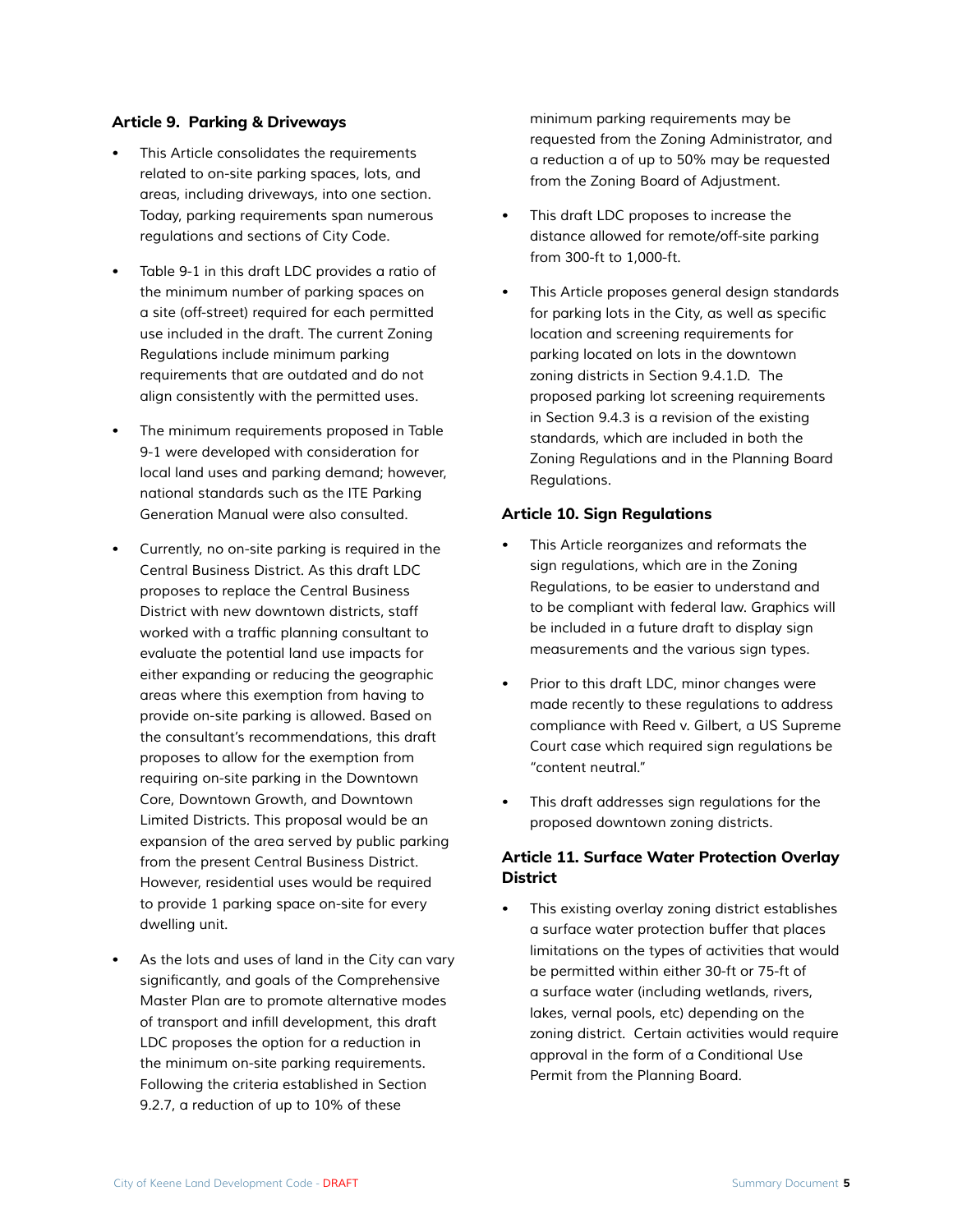### Article 9. Parking & Driveways

- This Article consolidates the requirements related to on-site parking spaces, lots, and areas, including driveways, into one section. Today, parking requirements span numerous regulations and sections of City Code.
- Table 9-1 in this draft LDC provides a ratio of the minimum number of parking spaces on a site (off-street) required for each permitted use included in the draft. The current Zoning Regulations include minimum parking requirements that are outdated and do not align consistently with the permitted uses.
- The minimum requirements proposed in Table 9-1 were developed with consideration for local land uses and parking demand; however, national standards such as the ITE Parking Generation Manual were also consulted.
- Currently, no on-site parking is required in the Central Business District. As this draft LDC proposes to replace the Central Business District with new downtown districts, staff worked with a traffic planning consultant to evaluate the potential land use impacts for either expanding or reducing the geographic areas where this exemption from having to provide on-site parking is allowed. Based on the consultant's recommendations, this draft proposes to allow for the exemption from requiring on-site parking in the Downtown Core, Downtown Growth, and Downtown Limited Districts. This proposal would be an expansion of the area served by public parking from the present Central Business District. However, residential uses would be required to provide 1 parking space on-site for every dwelling unit.
- As the lots and uses of land in the City can vary significantly, and goals of the Comprehensive Master Plan are to promote alternative modes of transport and infill development, this draft LDC proposes the option for a reduction in the minimum on-site parking requirements. Following the criteria established in Section 9.2.7, a reduction of up to 10% of these minimum parking requirements may be requested from the Zoning Administrator, and a reduction a of up to 50% may be requested from the Zoning Board of Adjustment.
- This draft LDC proposes to increase the distance allowed for remote/off-site parking from 300-ft to 1,000-ft.
- This Article proposes general design standards for parking lots in the City, as well as specific location and screening requirements for parking located on lots in the downtown zoning districts in Section 9.4.1.D. The proposed parking lot screening requirements in Section 9.4.3 is a revision of the existing standards, which are included in both the Zoning Regulations and in the Planning Board Regulations.

### Article 10. Sign Regulations

- This Article reorganizes and reformats the sign regulations, which are in the Zoning Regulations, to be easier to understand and to be compliant with federal law. Graphics will be included in a future draft to display sign measurements and the various sign types.
- Prior to this draft LDC, minor changes were made recently to these regulations to address compliance with Reed v. Gilbert, a US Supreme Court case which required sign regulations be "content neutral."
- This draft addresses sign regulations for the proposed downtown zoning districts.

### Article 11. Surface Water Protection Overlay District

- This existing overlay zoning district establishes a surface water protection buffer that places limitations on the types of activities that would be permitted within either 30-ft or 75-ft of a surface water (including wetlands, rivers, lakes, vernal pools, etc) depending on the zoning district. Certain activities would require approval in the form of a Conditional Use Permit from the Planning Board.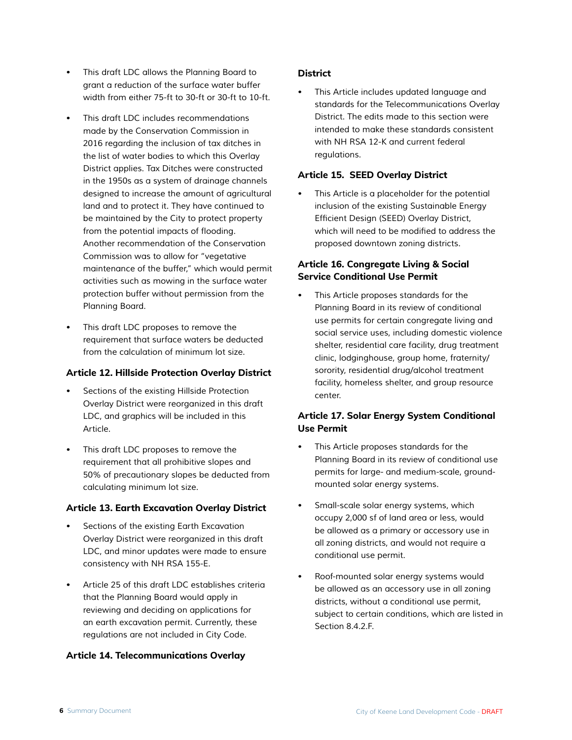- This draft LDC allows the Planning Board to grant a reduction of the surface water buffer width from either 75-ft to 30-ft or 30-ft to 10-ft.
- This draft LDC includes recommendations made by the Conservation Commission in 2016 regarding the inclusion of tax ditches in the list of water bodies to which this Overlay District applies. Tax Ditches were constructed in the 1950s as a system of drainage channels designed to increase the amount of agricultural land and to protect it. They have continued to be maintained by the City to protect property from the potential impacts of flooding. Another recommendation of the Conservation Commission was to allow for "vegetative maintenance of the buffer," which would permit activities such as mowing in the surface water protection buffer without permission from the Planning Board.
- This draft LDC proposes to remove the requirement that surface waters be deducted from the calculation of minimum lot size.

### Article 12. Hillside Protection Overlay District

- Sections of the existing Hillside Protection Overlay District were reorganized in this draft LDC, and graphics will be included in this Article.
- This draft LDC proposes to remove the requirement that all prohibitive slopes and 50% of precautionary slopes be deducted from calculating minimum lot size.

### Article 13. Earth Excavation Overlay District

- Sections of the existing Earth Excavation Overlay District were reorganized in this draft LDC, and minor updates were made to ensure consistency with NH RSA 155-E.
- Article 25 of this draft LDC establishes criteria that the Planning Board would apply in reviewing and deciding on applications for an earth excavation permit. Currently, these regulations are not included in City Code.

### Article 14. Telecommunications Overlay District

- This Article includes updated language and standards for the Telecommunications Overlay District. The edits made to this section were intended to make these standards consistent with NH RSA 12-K and current federal regulations.

### Article 15. SEED Overlay District

- This Article is a placeholder for the potential inclusion of the existing Sustainable Energy Efficient Design (SEED) Overlay District, which will need to be modified to address the proposed downtown zoning districts.

### Article 16. Congregate Living & Social Service Conditional Use Permit

- This Article proposes standards for the Planning Board in its review of conditional use permits for certain congregate living and social service uses, including domestic violence shelter, residential care facility, drug treatment clinic, lodginghouse, group home, fraternity/sorority, residential drug/alcohol treatment facility, homeless shelter, and group resource center.

### Article 17. Solar Energy System Conditional Use Permit

- This Article proposes standards for the Planning Board in its review of conditional use permits for large- and medium-scale, ground-mounted solar energy systems.
- Small-scale solar energy systems, which occupy 2,000 sf of land area or less, would be allowed as a primary or accessory use in all zoning districts, and would not require a conditional use permit.
- Roof-mounted solar energy systems would be allowed as an accessory use in all zoning districts, without a conditional use permit, subject to certain conditions, which are listed in Section 8.4.2.F.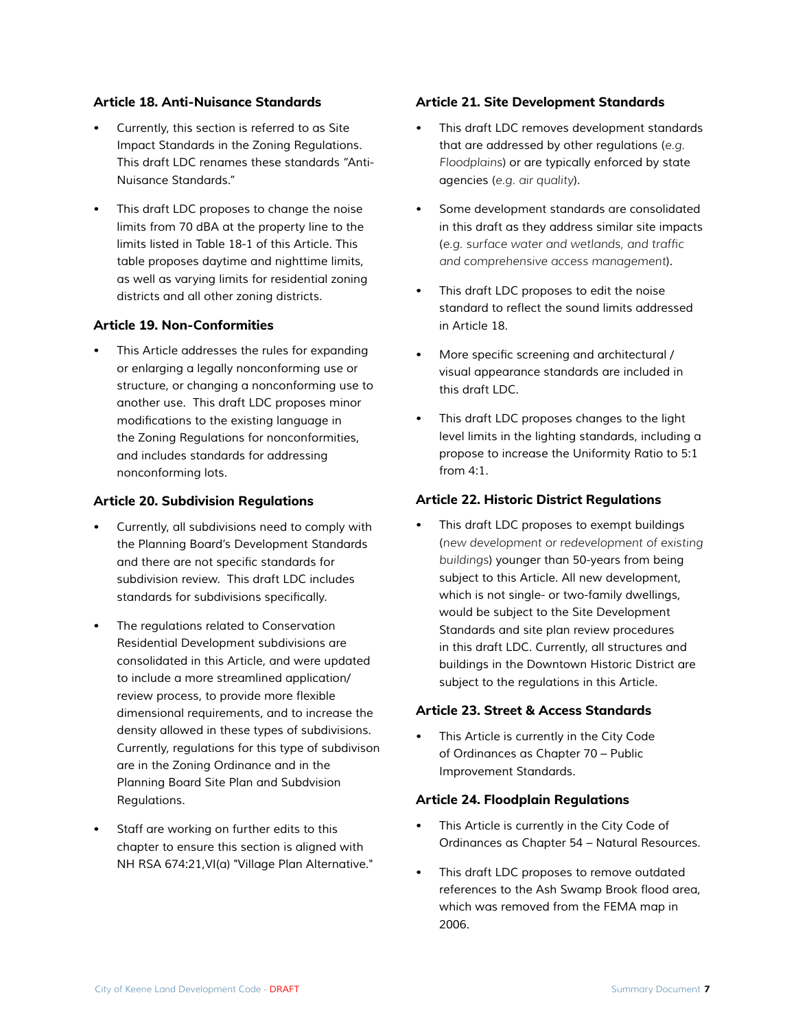### Article 18. Anti-Nuisance Standards

- Currently, this section is referred to as Site Impact Standards in the Zoning Regulations. This draft LDC renames these standards "Anti-Nuisance Standards."
- This draft LDC proposes to change the noise limits from 70 dBA at the property line to the limits listed in Table 18-1 of this Article. This table proposes daytime and nighttime limits, as well as varying limits for residential zoning districts and all other zoning districts.

### Article 19. Non-Conformities

- This Article addresses the rules for expanding or enlarging a legally nonconforming use or structure, or changing a nonconforming use to another use. This draft LDC proposes minor modifications to the existing language in the Zoning Regulations for nonconformities, and includes standards for addressing nonconforming lots.

### Article 20. Subdivision Regulations

- Currently, all subdivisions need to comply with the Planning Board's Development Standards and there are not specific standards for subdivision review. This draft LDC includes standards for subdivisions specifically.
- The regulations related to Conservation Residential Development subdivisions are consolidated in this Article, and were updated to include a more streamlined application/review process, to provide more flexible dimensional requirements, and to increase the density allowed in these types of subdivisions. Currently, regulations for this type of subdivison are in the Zoning Ordinance and in the Planning Board Site Plan and Subdvision Regulations.
- Staff are working on further edits to this chapter to ensure this section is aligned with NH RSA 674:21,VI(a) "Village Plan Alternative."

### Article 21. Site Development Standards

- This draft LDC removes development standards that are addressed by other regulations (*e.g. Floodplains*) or are typically enforced by state agencies (*e.g. air quality*).
- Some development standards are consolidated in this draft as they address similar site impacts (*e.g. surface water and wetlands, and traffic and comprehensive access management*).
- This draft LDC proposes to edit the noise standard to reflect the sound limits addressed in Article 18.
- More specific screening and architectural / visual appearance standards are included in this draft LDC.
- This draft LDC proposes changes to the light level limits in the lighting standards, including a propose to increase the Uniformity Ratio to 5:1 from 4:1.

### Article 22. Historic District Regulations

- This draft LDC proposes to exempt buildings (*new development or redevelopment of existing buildings*) younger than 50-years from being subject to this Article. All new development, which is not single- or two-family dwellings, would be subject to the Site Development Standards and site plan review procedures in this draft LDC. Currently, all structures and buildings in the Downtown Historic District are subject to the regulations in this Article.

### Article 23. Street & Access Standards

- This Article is currently in the City Code of Ordinances as Chapter 70 – Public Improvement Standards.

### Article 24. Floodplain Regulations

- This Article is currently in the City Code of Ordinances as Chapter 54 – Natural Resources.
- This draft LDC proposes to remove outdated references to the Ash Swamp Brook flood area, which was removed from the FEMA map in 2006.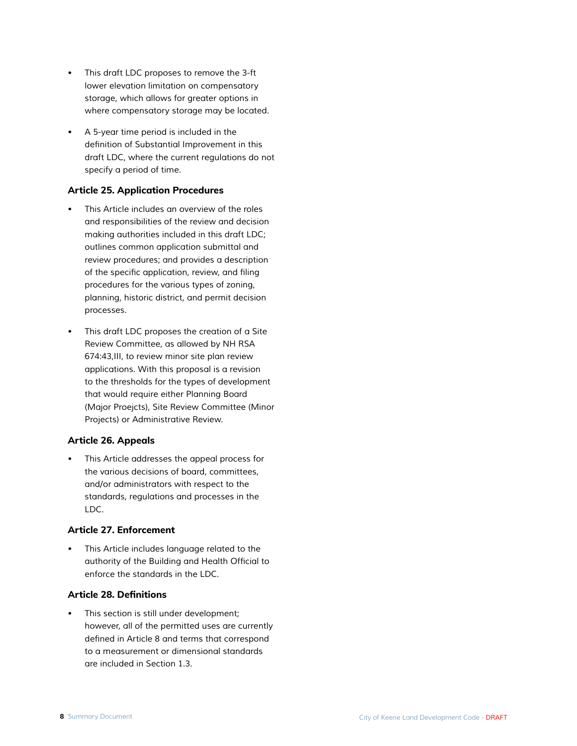- This draft LDC proposes to remove the 3-ft lower elevation limitation on compensatory storage, which allows for greater options in where compensatory storage may be located.

- A 5-year time period is included in the definition of Substantial Improvement in this draft LDC, where the current regulations do not specify a period of time.

### Article 25. Application Procedures

- This Article includes an overview of the roles and responsibilities of the review and decision making authorities included in this draft LDC; outlines common application submittal and review procedures; and provides a description of the specific application, review, and filing procedures for the various types of zoning, planning, historic district, and permit decision processes.

- This draft LDC proposes the creation of a Site Review Committee, as allowed by NH RSA 674:43,III, to review minor site plan review applications. With this proposal is a revision to the thresholds for the types of development that would require either Planning Board (Major Proejcts), Site Review Committee (Minor Projects) or Administrative Review.

### Article 26. Appeals

- This Article addresses the appeal process for the various decisions of board, committees, and/or administrators with respect to the standards, regulations and processes in the LDC.

### Article 27. Enforcement

- This Article includes language related to the authority of the Building and Health Official to enforce the standards in the LDC.

### Article 28. Definitions

- This section is still under development; however, all of the permitted uses are currently defined in Article 8 and terms that correspond to a measurement or dimensional standards are included in Section 1.3.